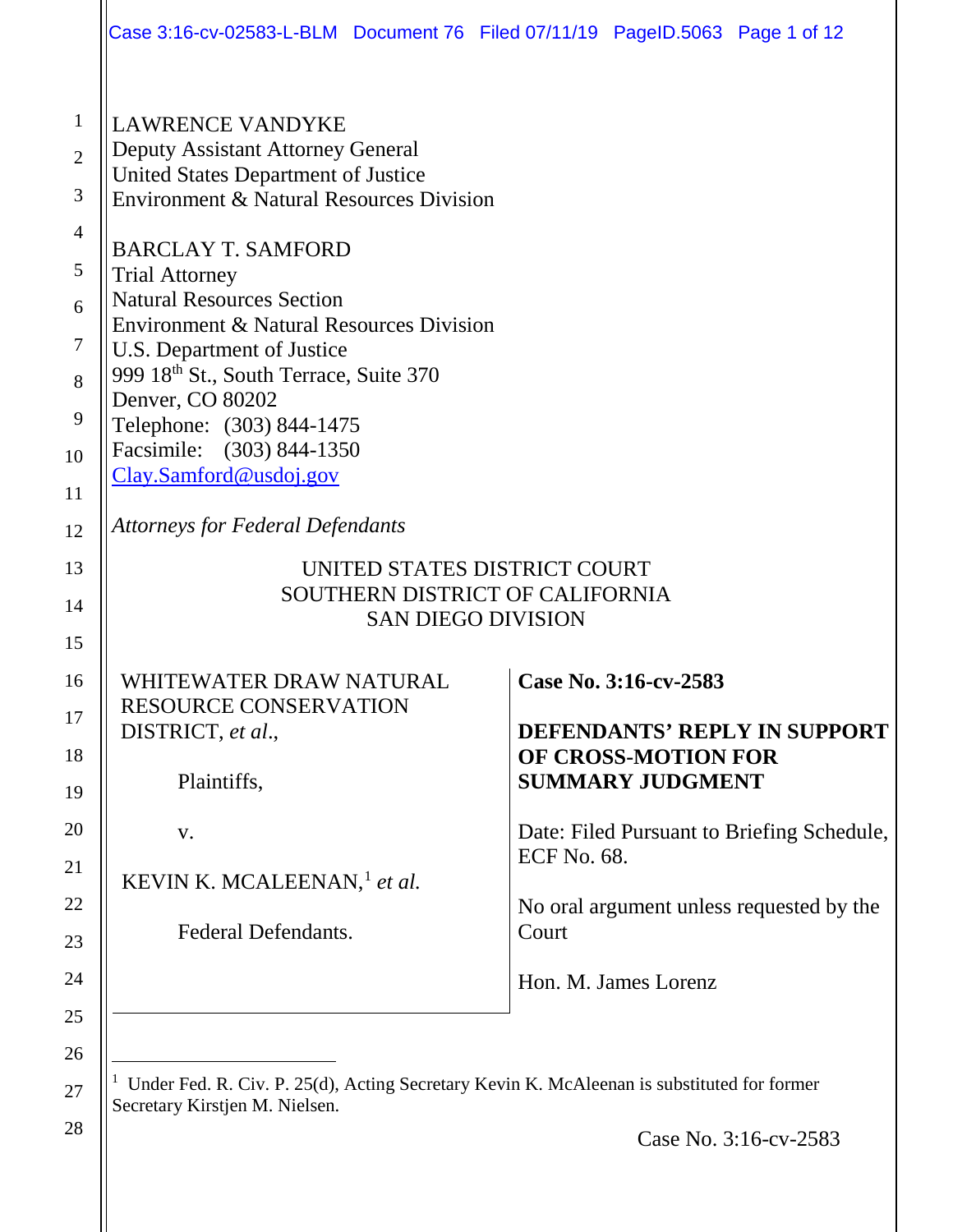LAWRENCE VANDYKE
Deputy Assistant Attorney General
United States Department of Justice
Environment & Natural Resources Division

BARCLAY T. SAMFORD
Trial Attorney
Natural Resources Section
Environment & Natural Resources Division
U.S. Department of Justice
999 18th St., South Terrace, Suite 370
Denver, CO 80202
Telephone: (303) 844-1475
Facsimile: (303) 844-1350
Clay.Samford@usdoj.gov

*Attorneys for Federal Defendants*

UNITED STATES DISTRICT COURT
SOUTHERN DISTRICT OF CALIFORNIA
SAN DIEGO DIVISION

WHITEWATER DRAW NATURAL RESOURCE CONSERVATION DISTRICT, *et al.*,

Plaintiffs,

v.

KEVIN K. MCALEENAN,[1] *et al.*

Federal Defendants.

**Case No. 3:16-cv-2583**

**DEFENDANTS' REPLY IN SUPPORT OF CROSS-MOTION FOR SUMMARY JUDGMENT**

Date: Filed Pursuant to Briefing Schedule, ECF No. 68.

No oral argument unless requested by the Court

Hon. M. James Lorenz

[1] Under Fed. R. Civ. P. 25(d), Acting Secretary Kevin K. McAleenan is substituted for former Secretary Kirstjen M. Nielsen.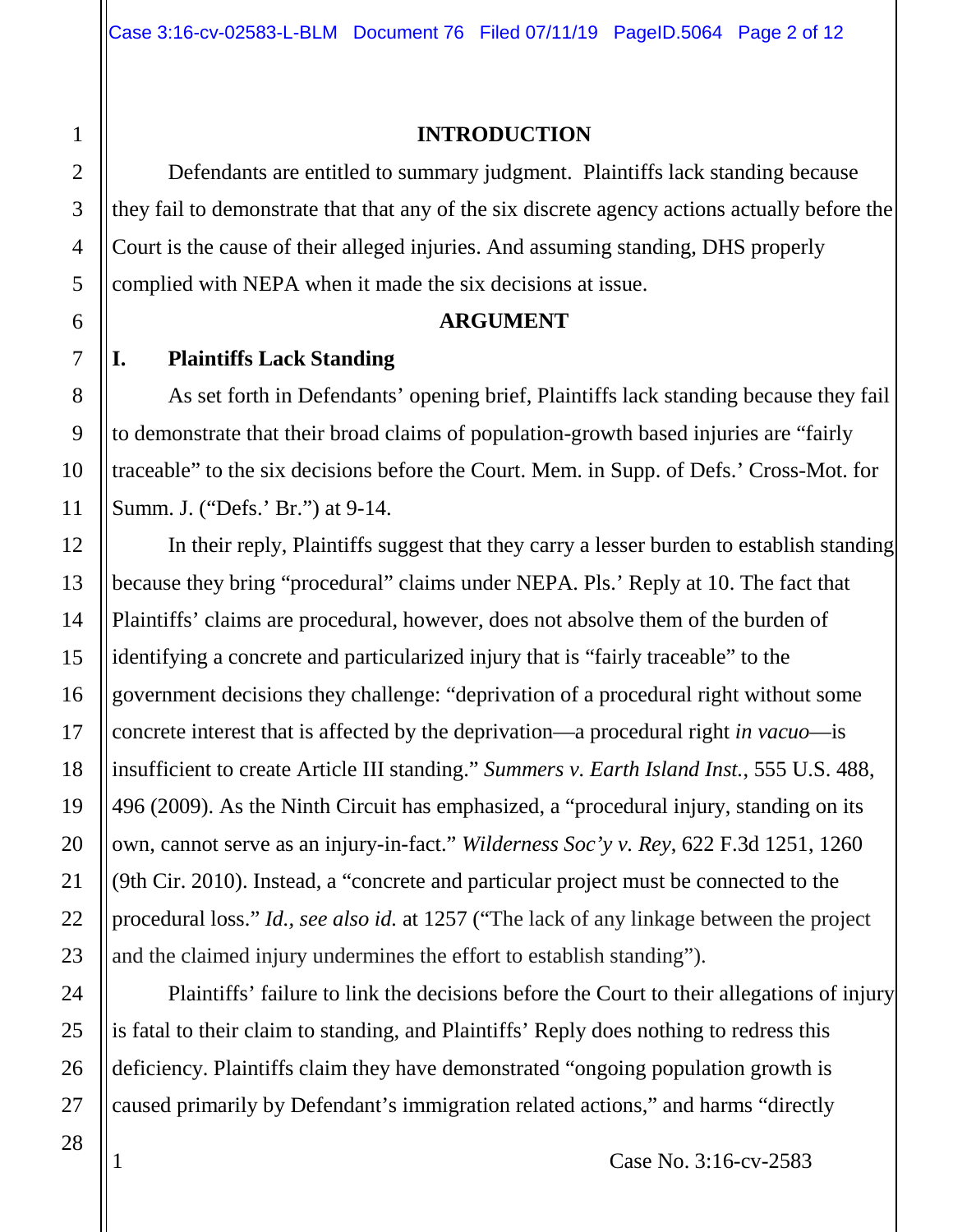## INTRODUCTION

Defendants are entitled to summary judgment. Plaintiffs lack standing because they fail to demonstrate that that any of the six discrete agency actions actually before the Court is the cause of their alleged injuries. And assuming standing, DHS properly complied with NEPA when it made the six decisions at issue.

## ARGUMENT

### I. Plaintiffs Lack Standing

As set forth in Defendants' opening brief, Plaintiffs lack standing because they fail to demonstrate that their broad claims of population-growth based injuries are "fairly traceable" to the six decisions before the Court. Mem. in Supp. of Defs.' Cross-Mot. for Summ. J. ("Defs.' Br.") at 9-14.

In their reply, Plaintiffs suggest that they carry a lesser burden to establish standing because they bring "procedural" claims under NEPA. Pls.' Reply at 10. The fact that Plaintiffs' claims are procedural, however, does not absolve them of the burden of identifying a concrete and particularized injury that is "fairly traceable" to the government decisions they challenge: "deprivation of a procedural right without some concrete interest that is affected by the deprivation—a procedural right *in vacuo*—is insufficient to create Article III standing." *Summers v. Earth Island Inst.*, 555 U.S. 488, 496 (2009). As the Ninth Circuit has emphasized, a "procedural injury, standing on its own, cannot serve as an injury-in-fact." *Wilderness Soc'y v. Rey*, 622 F.3d 1251, 1260 (9th Cir. 2010). Instead, a "concrete and particular project must be connected to the procedural loss." *Id.*, *see also id.* at 1257 ("The lack of any linkage between the project and the claimed injury undermines the effort to establish standing").

Plaintiffs' failure to link the decisions before the Court to their allegations of injury is fatal to their claim to standing, and Plaintiffs' Reply does nothing to redress this deficiency. Plaintiffs claim they have demonstrated "ongoing population growth is caused primarily by Defendant's immigration related actions," and harms "directly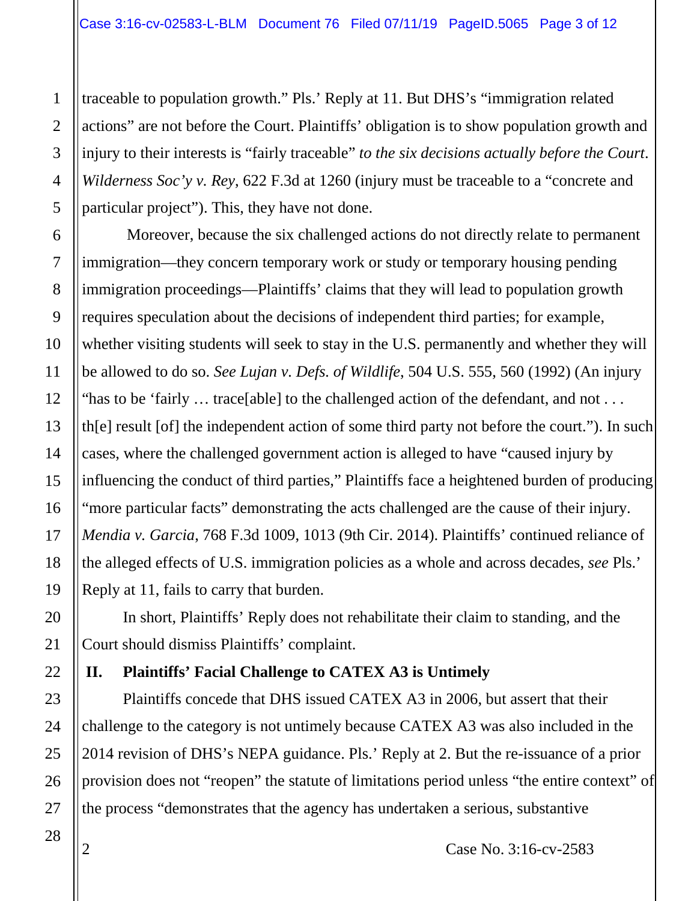traceable to population growth." Pls.' Reply at 11. But DHS's "immigration related actions" are not before the Court. Plaintiffs' obligation is to show population growth and injury to their interests is "fairly traceable" *to the six decisions actually before the Court*. *Wilderness Soc'y v. Rey*, 622 F.3d at 1260 (injury must be traceable to a "concrete and particular project"). This, they have not done.

Moreover, because the six challenged actions do not directly relate to permanent immigration—they concern temporary work or study or temporary housing pending immigration proceedings—Plaintiffs' claims that they will lead to population growth requires speculation about the decisions of independent third parties; for example, whether visiting students will seek to stay in the U.S. permanently and whether they will be allowed to do so. *See Lujan v. Defs. of Wildlife*, 504 U.S. 555, 560 (1992) (An injury "has to be 'fairly … trace[able] to the challenged action of the defendant, and not . . . th[e] result [of] the independent action of some third party not before the court."). In such cases, where the challenged government action is alleged to have "caused injury by influencing the conduct of third parties," Plaintiffs face a heightened burden of producing "more particular facts" demonstrating the acts challenged are the cause of their injury. *Mendia v. Garcia*, 768 F.3d 1009, 1013 (9th Cir. 2014). Plaintiffs' continued reliance of the alleged effects of U.S. immigration policies as a whole and across decades, *see* Pls.' Reply at 11, fails to carry that burden.

In short, Plaintiffs' Reply does not rehabilitate their claim to standing, and the Court should dismiss Plaintiffs' complaint.

## II. Plaintiffs' Facial Challenge to CATEX A3 is Untimely

Plaintiffs concede that DHS issued CATEX A3 in 2006, but assert that their challenge to the category is not untimely because CATEX A3 was also included in the 2014 revision of DHS's NEPA guidance. Pls.' Reply at 2. But the re-issuance of a prior provision does not "reopen" the statute of limitations period unless "the entire context" of the process "demonstrates that the agency has undertaken a serious, substantive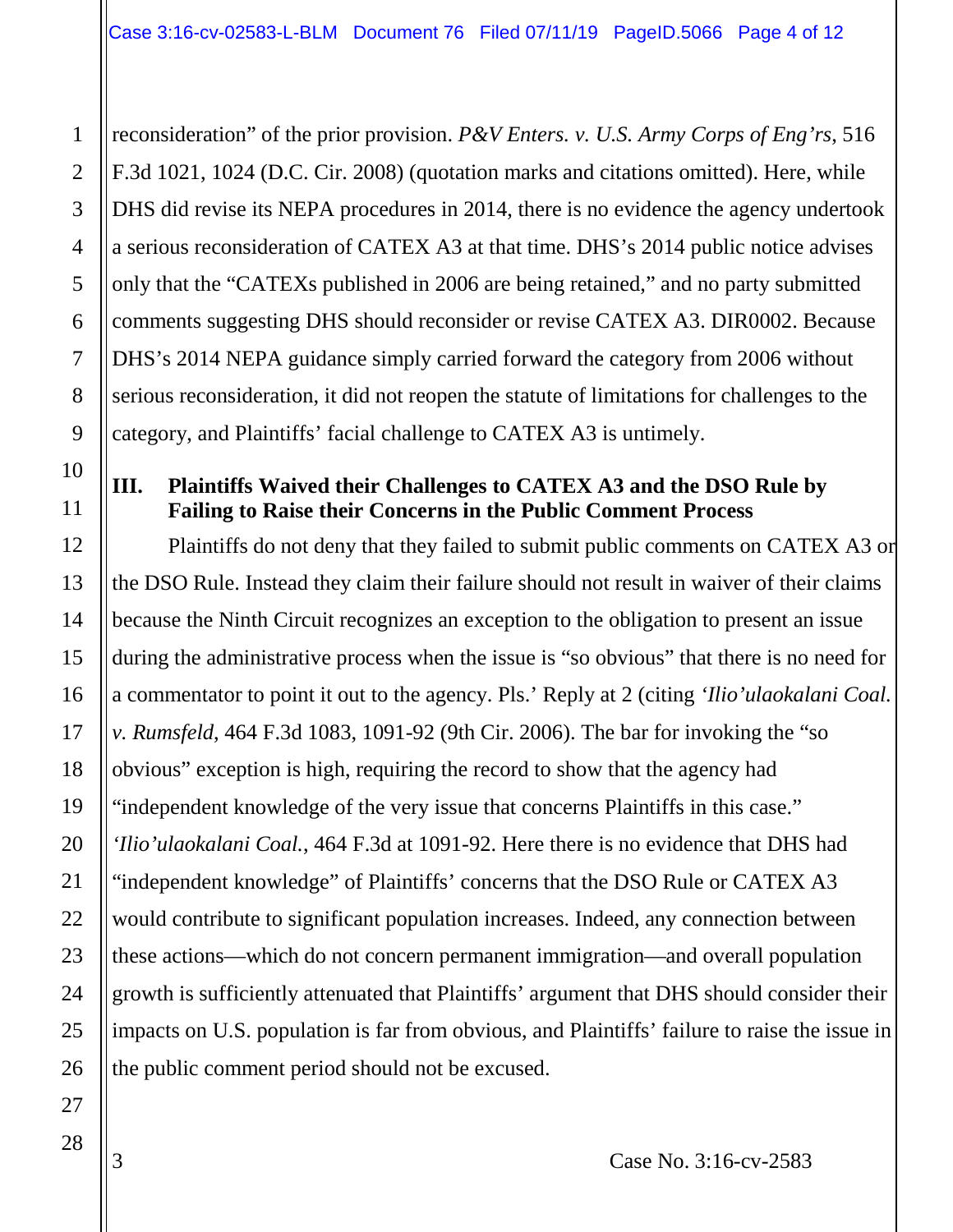reconsideration" of the prior provision. *P&V Enters. v. U.S. Army Corps of Eng'rs*, 516 F.3d 1021, 1024 (D.C. Cir. 2008) (quotation marks and citations omitted). Here, while DHS did revise its NEPA procedures in 2014, there is no evidence the agency undertook a serious reconsideration of CATEX A3 at that time. DHS's 2014 public notice advises only that the "CATEXs published in 2006 are being retained," and no party submitted comments suggesting DHS should reconsider or revise CATEX A3. DIR0002. Because DHS's 2014 NEPA guidance simply carried forward the category from 2006 without serious reconsideration, it did not reopen the statute of limitations for challenges to the category, and Plaintiffs' facial challenge to CATEX A3 is untimely.

## III. Plaintiffs Waived their Challenges to CATEX A3 and the DSO Rule by Failing to Raise their Concerns in the Public Comment Process

Plaintiffs do not deny that they failed to submit public comments on CATEX A3 or the DSO Rule. Instead they claim their failure should not result in waiver of their claims because the Ninth Circuit recognizes an exception to the obligation to present an issue during the administrative process when the issue is "so obvious" that there is no need for a commentator to point it out to the agency. Pls.' Reply at 2 (citing *'Ilio'ulaokalani Coal. v. Rumsfeld*, 464 F.3d 1083, 1091-92 (9th Cir. 2006). The bar for invoking the "so obvious" exception is high, requiring the record to show that the agency had "independent knowledge of the very issue that concerns Plaintiffs in this case." *'Ilio'ulaokalani Coal.*, 464 F.3d at 1091-92. Here there is no evidence that DHS had "independent knowledge" of Plaintiffs' concerns that the DSO Rule or CATEX A3 would contribute to significant population increases. Indeed, any connection between these actions—which do not concern permanent immigration—and overall population growth is sufficiently attenuated that Plaintiffs' argument that DHS should consider their impacts on U.S. population is far from obvious, and Plaintiffs' failure to raise the issue in the public comment period should not be excused.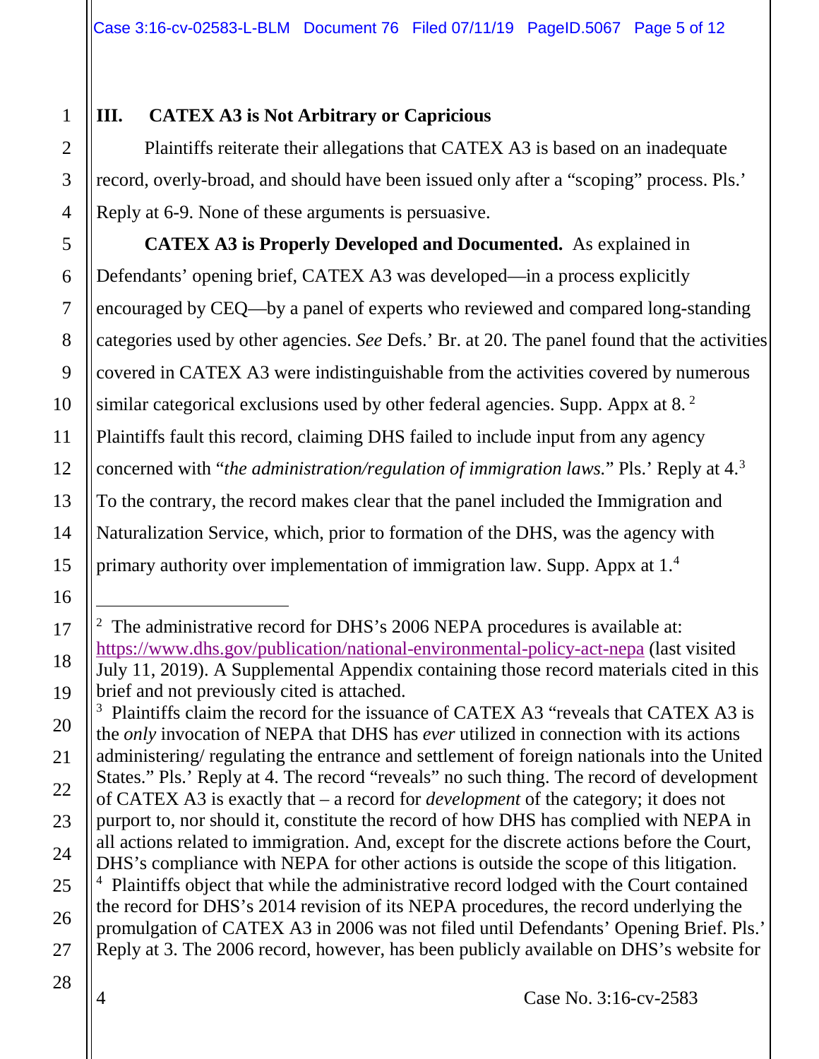## III. CATEX A3 is Not Arbitrary or Capricious

Plaintiffs reiterate their allegations that CATEX A3 is based on an inadequate record, overly-broad, and should have been issued only after a "scoping" process. Pls.' Reply at 6-9. None of these arguments is persuasive.

**CATEX A3 is Properly Developed and Documented.** As explained in Defendants' opening brief, CATEX A3 was developed—in a process explicitly encouraged by CEQ—by a panel of experts who reviewed and compared long-standing categories used by other agencies. *See* Defs.' Br. at 20. The panel found that the activities covered in CATEX A3 were indistinguishable from the activities covered by numerous similar categorical exclusions used by other federal agencies. Supp. Appx at 8. [2] Plaintiffs fault this record, claiming DHS failed to include input from any agency concerned with "*the administration/regulation of immigration laws.*" Pls.' Reply at 4.[3] To the contrary, the record makes clear that the panel included the Immigration and Naturalization Service, which, prior to formation of the DHS, was the agency with primary authority over implementation of immigration law. Supp. Appx at 1.[4]

---

[2] The administrative record for DHS's 2006 NEPA procedures is available at: https://www.dhs.gov/publication/national-environmental-policy-act-nepa (last visited July 11, 2019). A Supplemental Appendix containing those record materials cited in this brief and not previously cited is attached.

[3] Plaintiffs claim the record for the issuance of CATEX A3 "reveals that CATEX A3 is the *only* invocation of NEPA that DHS has *ever* utilized in connection with its actions administering/ regulating the entrance and settlement of foreign nationals into the United States." Pls.' Reply at 4. The record "reveals" no such thing. The record of development of CATEX A3 is exactly that – a record for *development* of the category; it does not purport to, nor should it, constitute the record of how DHS has complied with NEPA in all actions related to immigration. And, except for the discrete actions before the Court, DHS's compliance with NEPA for other actions is outside the scope of this litigation.

[4] Plaintiffs object that while the administrative record lodged with the Court contained the record for DHS's 2014 revision of its NEPA procedures, the record underlying the promulgation of CATEX A3 in 2006 was not filed until Defendants' Opening Brief. Pls.' Reply at 3. The 2006 record, however, has been publicly available on DHS's website for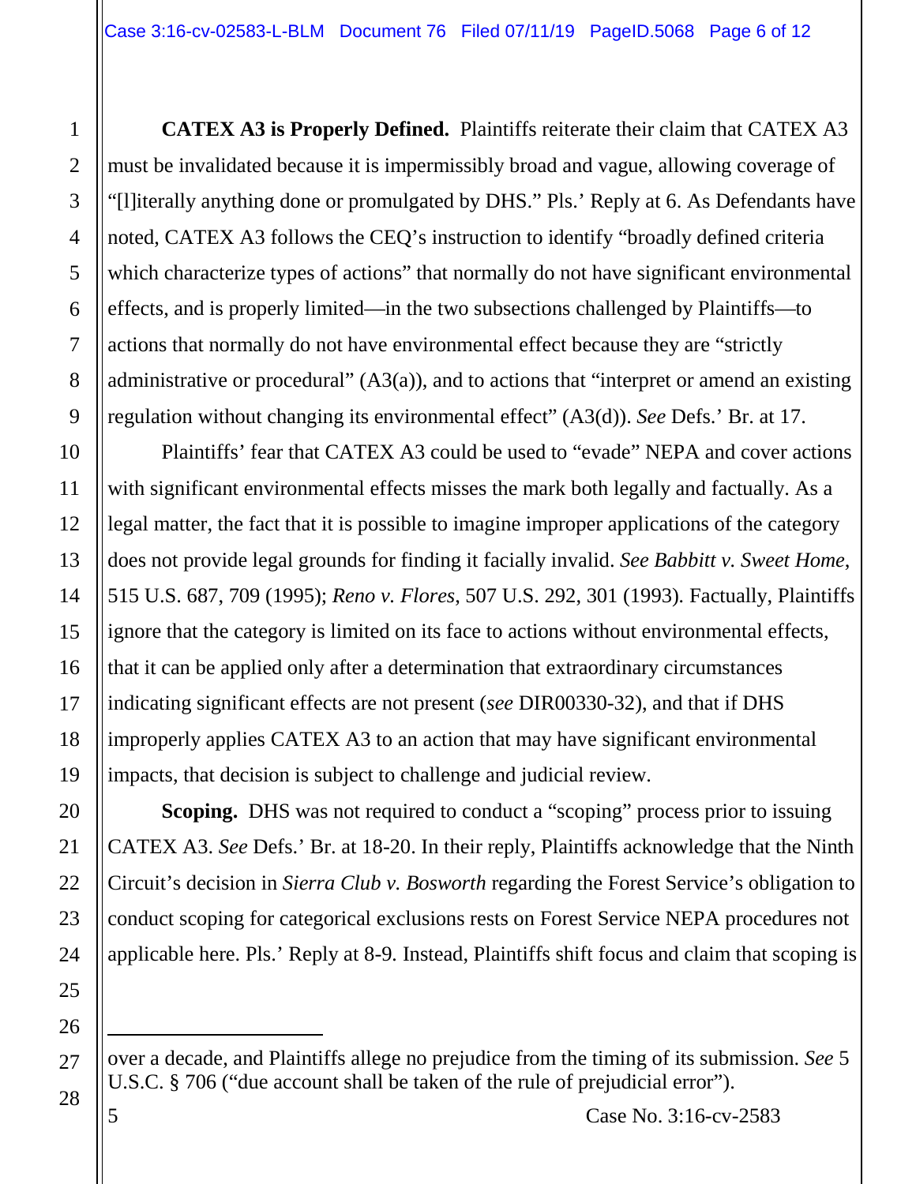**CATEX A3 is Properly Defined.** Plaintiffs reiterate their claim that CATEX A3 must be invalidated because it is impermissibly broad and vague, allowing coverage of "[l]iterally anything done or promulgated by DHS." Pls.' Reply at 6. As Defendants have noted, CATEX A3 follows the CEQ's instruction to identify "broadly defined criteria which characterize types of actions" that normally do not have significant environmental effects, and is properly limited—in the two subsections challenged by Plaintiffs—to actions that normally do not have environmental effect because they are "strictly administrative or procedural" (A3(a)), and to actions that "interpret or amend an existing regulation without changing its environmental effect" (A3(d)). *See* Defs.' Br. at 17.

Plaintiffs' fear that CATEX A3 could be used to "evade" NEPA and cover actions with significant environmental effects misses the mark both legally and factually. As a legal matter, the fact that it is possible to imagine improper applications of the category does not provide legal grounds for finding it facially invalid. *See Babbitt v. Sweet Home,* 515 U.S. 687, 709 (1995); *Reno v. Flores*, 507 U.S. 292, 301 (1993). Factually, Plaintiffs ignore that the category is limited on its face to actions without environmental effects, that it can be applied only after a determination that extraordinary circumstances indicating significant effects are not present (*see* DIR00330-32), and that if DHS improperly applies CATEX A3 to an action that may have significant environmental impacts, that decision is subject to challenge and judicial review.

**Scoping.** DHS was not required to conduct a "scoping" process prior to issuing CATEX A3. *See* Defs.' Br. at 18-20. In their reply, Plaintiffs acknowledge that the Ninth Circuit's decision in *Sierra Club v. Bosworth* regarding the Forest Service's obligation to conduct scoping for categorical exclusions rests on Forest Service NEPA procedures not applicable here. Pls.' Reply at 8-9. Instead, Plaintiffs shift focus and claim that scoping is

---

over a decade, and Plaintiffs allege no prejudice from the timing of its submission. *See* 5 U.S.C. § 706 ("due account shall be taken of the rule of prejudicial error").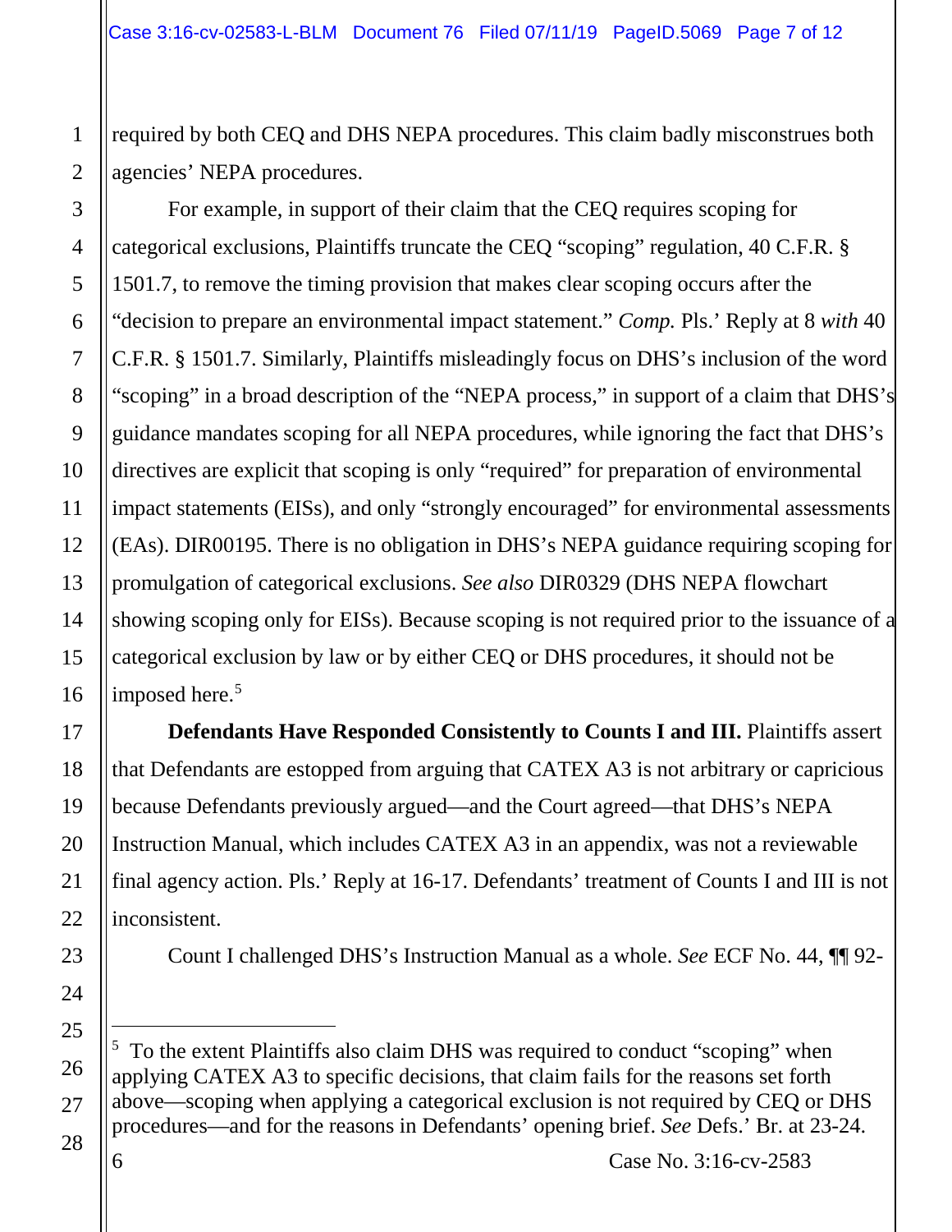required by both CEQ and DHS NEPA procedures. This claim badly misconstrues both agencies' NEPA procedures.

For example, in support of their claim that the CEQ requires scoping for categorical exclusions, Plaintiffs truncate the CEQ "scoping" regulation, 40 C.F.R. § 1501.7, to remove the timing provision that makes clear scoping occurs after the "decision to prepare an environmental impact statement." *Comp.* Pls.' Reply at 8 *with* 40 C.F.R. § 1501.7. Similarly, Plaintiffs misleadingly focus on DHS's inclusion of the word "scoping" in a broad description of the "NEPA process," in support of a claim that DHS's guidance mandates scoping for all NEPA procedures, while ignoring the fact that DHS's directives are explicit that scoping is only "required" for preparation of environmental impact statements (EISs), and only "strongly encouraged" for environmental assessments (EAs). DIR00195. There is no obligation in DHS's NEPA guidance requiring scoping for promulgation of categorical exclusions. *See also* DIR0329 (DHS NEPA flowchart showing scoping only for EISs). Because scoping is not required prior to the issuance of a categorical exclusion by law or by either CEQ or DHS procedures, it should not be imposed here.[5]

**Defendants Have Responded Consistently to Counts I and III.** Plaintiffs assert that Defendants are estopped from arguing that CATEX A3 is not arbitrary or capricious because Defendants previously argued—and the Court agreed—that DHS's NEPA Instruction Manual, which includes CATEX A3 in an appendix, was not a reviewable final agency action. Pls.' Reply at 16-17. Defendants' treatment of Counts I and III is not inconsistent.

Count I challenged DHS's Instruction Manual as a whole. *See* ECF No. 44, ¶¶ 92-

[5] To the extent Plaintiffs also claim DHS was required to conduct "scoping" when applying CATEX A3 to specific decisions, that claim fails for the reasons set forth above—scoping when applying a categorical exclusion is not required by CEQ or DHS procedures—and for the reasons in Defendants' opening brief. *See* Defs.' Br. at 23-24.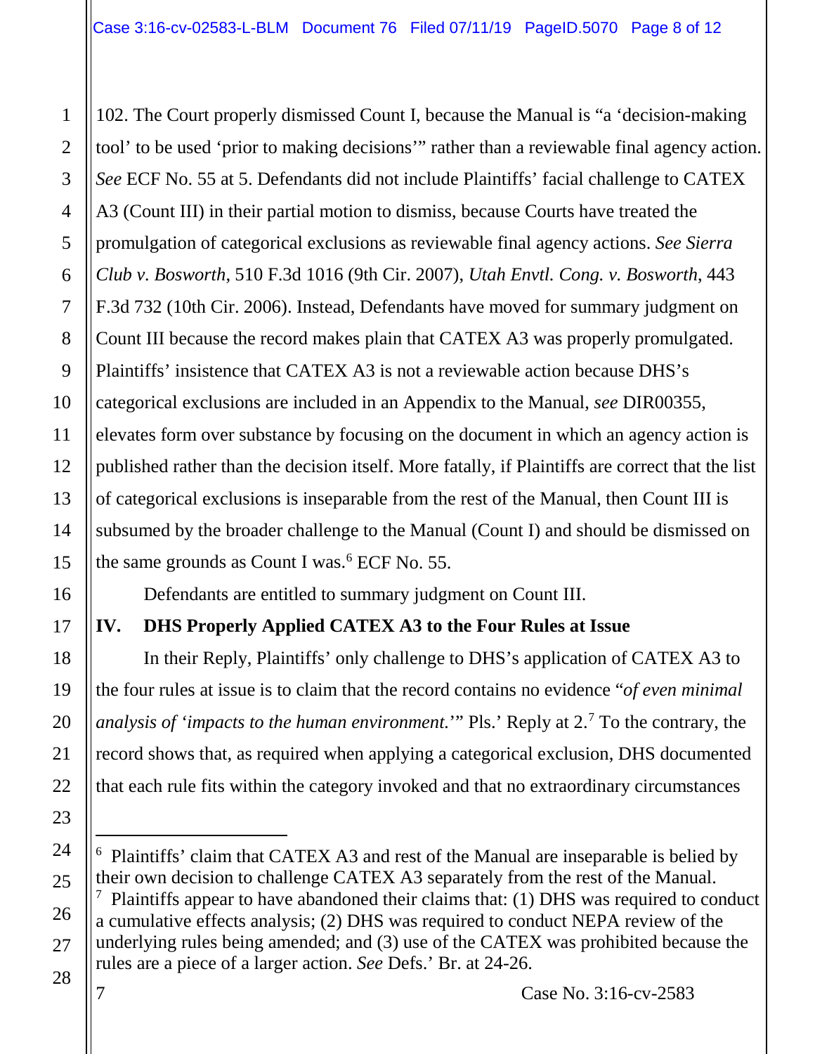102. The Court properly dismissed Count I, because the Manual is "a 'decision-making tool' to be used 'prior to making decisions'" rather than a reviewable final agency action. *See* ECF No. 55 at 5. Defendants did not include Plaintiffs' facial challenge to CATEX A3 (Count III) in their partial motion to dismiss, because Courts have treated the promulgation of categorical exclusions as reviewable final agency actions. *See Sierra Club v. Bosworth*, 510 F.3d 1016 (9th Cir. 2007), *Utah Envtl. Cong. v. Bosworth*, 443 F.3d 732 (10th Cir. 2006). Instead, Defendants have moved for summary judgment on Count III because the record makes plain that CATEX A3 was properly promulgated. Plaintiffs' insistence that CATEX A3 is not a reviewable action because DHS's categorical exclusions are included in an Appendix to the Manual, *see* DIR00355, elevates form over substance by focusing on the document in which an agency action is published rather than the decision itself. More fatally, if Plaintiffs are correct that the list of categorical exclusions is inseparable from the rest of the Manual, then Count III is subsumed by the broader challenge to the Manual (Count I) and should be dismissed on the same grounds as Count I was.[6] ECF No. 55.

Defendants are entitled to summary judgment on Count III.

## IV. DHS Properly Applied CATEX A3 to the Four Rules at Issue

In their Reply, Plaintiffs' only challenge to DHS's application of CATEX A3 to the four rules at issue is to claim that the record contains no evidence "*of even minimal analysis of 'impacts to the human environment.'*" Pls.' Reply at 2.[7] To the contrary, the record shows that, as required when applying a categorical exclusion, DHS documented that each rule fits within the category invoked and that no extraordinary circumstances

---

[6] Plaintiffs' claim that CATEX A3 and rest of the Manual are inseparable is belied by their own decision to challenge CATEX A3 separately from the rest of the Manual.

[7] Plaintiffs appear to have abandoned their claims that: (1) DHS was required to conduct a cumulative effects analysis; (2) DHS was required to conduct NEPA review of the underlying rules being amended; and (3) use of the CATEX was prohibited because the rules are a piece of a larger action. *See* Defs.' Br. at 24-26.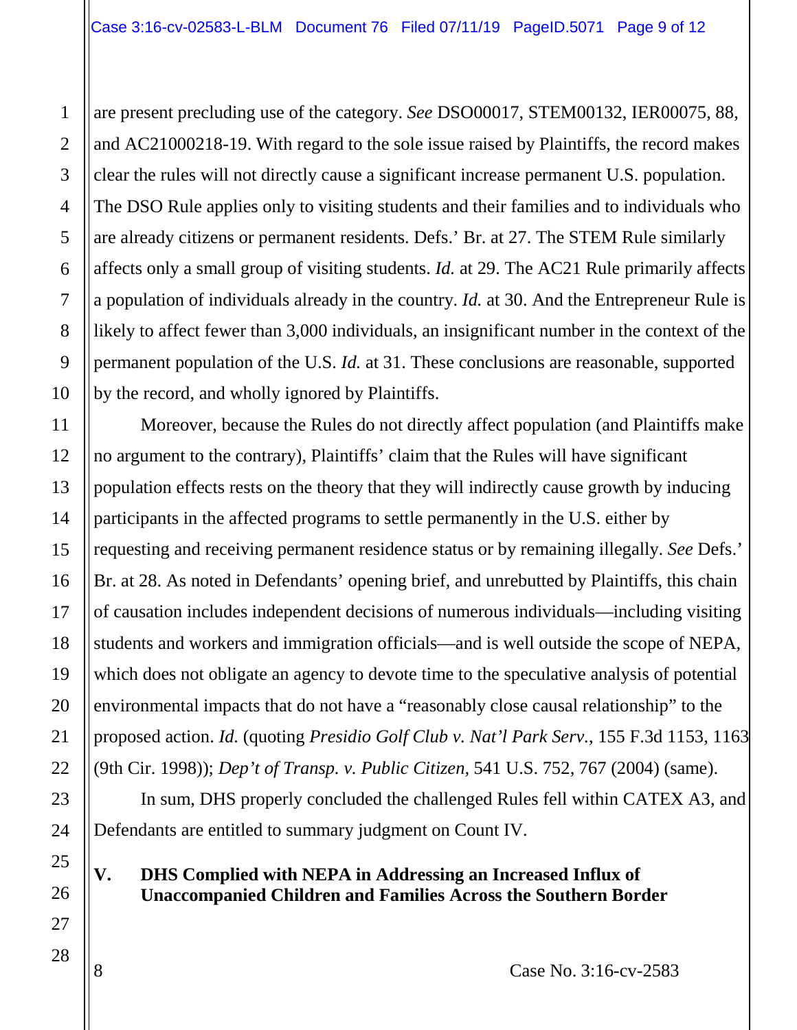are present precluding use of the category. *See* DSO00017, STEM00132, IER00075, 88, and AC21000218-19. With regard to the sole issue raised by Plaintiffs, the record makes clear the rules will not directly cause a significant increase permanent U.S. population. The DSO Rule applies only to visiting students and their families and to individuals who are already citizens or permanent residents. Defs.' Br. at 27. The STEM Rule similarly affects only a small group of visiting students. *Id.* at 29. The AC21 Rule primarily affects a population of individuals already in the country. *Id.* at 30. And the Entrepreneur Rule is likely to affect fewer than 3,000 individuals, an insignificant number in the context of the permanent population of the U.S. *Id.* at 31. These conclusions are reasonable, supported by the record, and wholly ignored by Plaintiffs.

Moreover, because the Rules do not directly affect population (and Plaintiffs make no argument to the contrary), Plaintiffs' claim that the Rules will have significant population effects rests on the theory that they will indirectly cause growth by inducing participants in the affected programs to settle permanently in the U.S. either by requesting and receiving permanent residence status or by remaining illegally. *See* Defs.' Br. at 28. As noted in Defendants' opening brief, and unrebutted by Plaintiffs, this chain of causation includes independent decisions of numerous individuals—including visiting students and workers and immigration officials—and is well outside the scope of NEPA, which does not obligate an agency to devote time to the speculative analysis of potential environmental impacts that do not have a "reasonably close causal relationship" to the proposed action. *Id.* (quoting *Presidio Golf Club v. Nat'l Park Serv.*, 155 F.3d 1153, 1163 (9th Cir. 1998)); *Dep't of Transp. v. Public Citizen*, 541 U.S. 752, 767 (2004) (same).

In sum, DHS properly concluded the challenged Rules fell within CATEX A3, and Defendants are entitled to summary judgment on Count IV.

## V. DHS Complied with NEPA in Addressing an Increased Influx of Unaccompanied Children and Families Across the Southern Border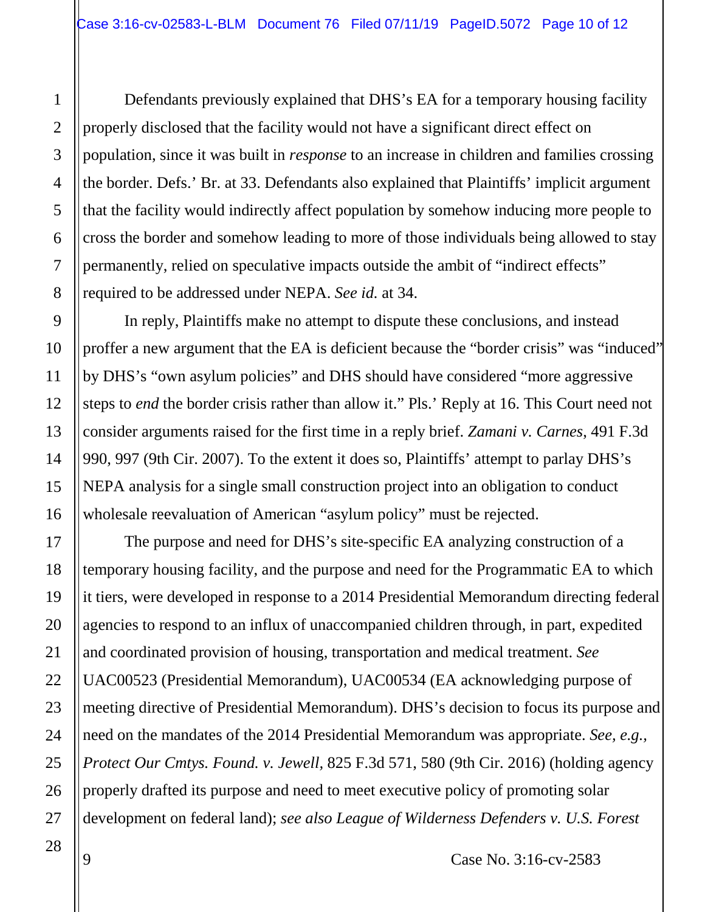Defendants previously explained that DHS's EA for a temporary housing facility properly disclosed that the facility would not have a significant direct effect on population, since it was built in *response* to an increase in children and families crossing the border. Defs.' Br. at 33. Defendants also explained that Plaintiffs' implicit argument that the facility would indirectly affect population by somehow inducing more people to cross the border and somehow leading to more of those individuals being allowed to stay permanently, relied on speculative impacts outside the ambit of "indirect effects" required to be addressed under NEPA. *See id.* at 34.

In reply, Plaintiffs make no attempt to dispute these conclusions, and instead proffer a new argument that the EA is deficient because the "border crisis" was "induced" by DHS's "own asylum policies" and DHS should have considered "more aggressive steps to *end* the border crisis rather than allow it." Pls.' Reply at 16. This Court need not consider arguments raised for the first time in a reply brief. *Zamani v. Carnes*, 491 F.3d 990, 997 (9th Cir. 2007). To the extent it does so, Plaintiffs' attempt to parlay DHS's NEPA analysis for a single small construction project into an obligation to conduct wholesale reevaluation of American "asylum policy" must be rejected.

The purpose and need for DHS's site-specific EA analyzing construction of a temporary housing facility, and the purpose and need for the Programmatic EA to which it tiers, were developed in response to a 2014 Presidential Memorandum directing federal agencies to respond to an influx of unaccompanied children through, in part, expedited and coordinated provision of housing, transportation and medical treatment. *See* UAC00523 (Presidential Memorandum), UAC00534 (EA acknowledging purpose of meeting directive of Presidential Memorandum). DHS's decision to focus its purpose and need on the mandates of the 2014 Presidential Memorandum was appropriate. *See, e.g.*, *Protect Our Cmtys. Found. v. Jewell*, 825 F.3d 571, 580 (9th Cir. 2016) (holding agency properly drafted its purpose and need to meet executive policy of promoting solar development on federal land); *see also League of Wilderness Defenders v. U.S. Forest*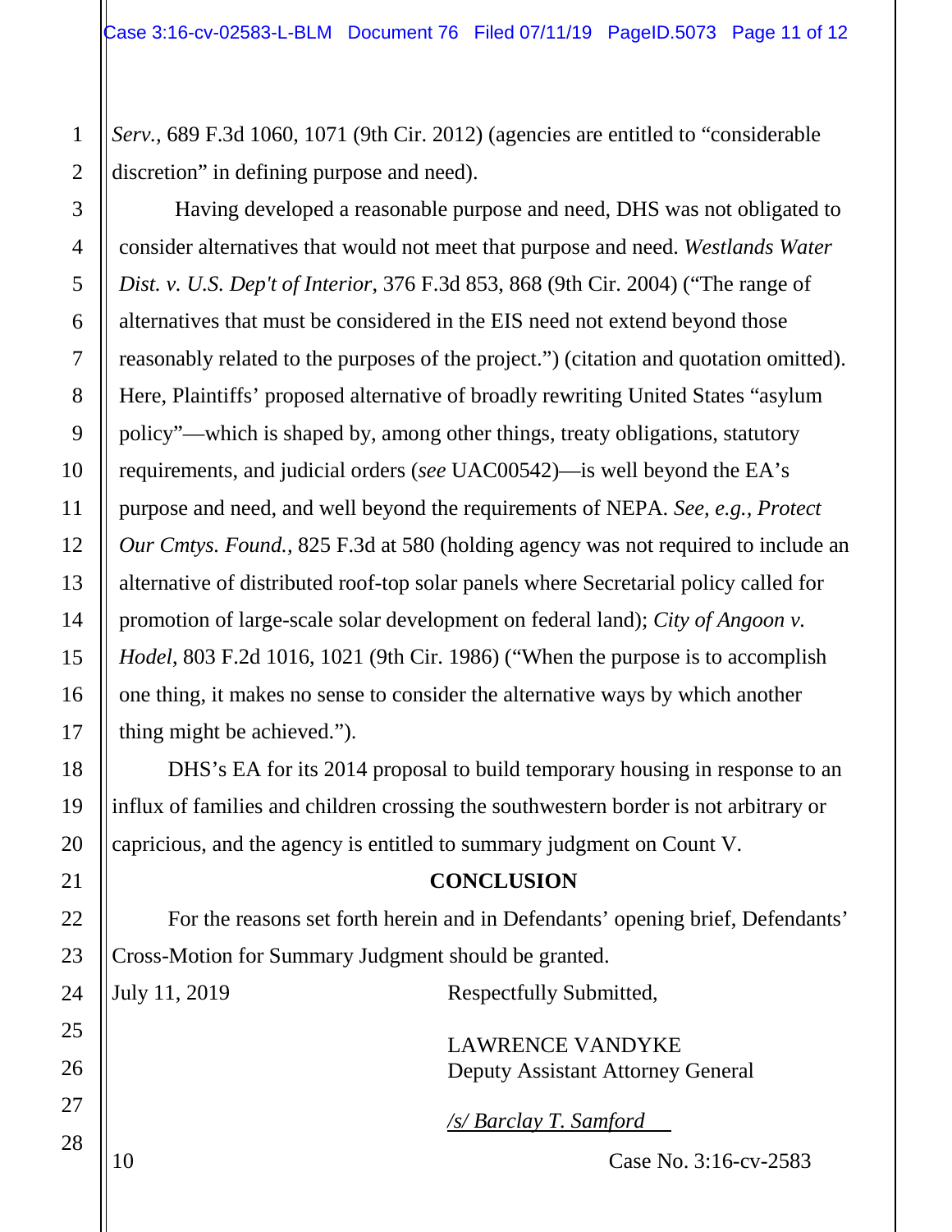*Serv.*, 689 F.3d 1060, 1071 (9th Cir. 2012) (agencies are entitled to "considerable discretion" in defining purpose and need).

Having developed a reasonable purpose and need, DHS was not obligated to consider alternatives that would not meet that purpose and need. *Westlands Water Dist. v. U.S. Dep't of Interior*, 376 F.3d 853, 868 (9th Cir. 2004) ("The range of alternatives that must be considered in the EIS need not extend beyond those reasonably related to the purposes of the project.") (citation and quotation omitted). Here, Plaintiffs' proposed alternative of broadly rewriting United States "asylum policy"—which is shaped by, among other things, treaty obligations, statutory requirements, and judicial orders (*see* UAC00542)—is well beyond the EA's purpose and need, and well beyond the requirements of NEPA. *See, e.g.*, *Protect Our Cmtys. Found.*, 825 F.3d at 580 (holding agency was not required to include an alternative of distributed roof-top solar panels where Secretarial policy called for promotion of large-scale solar development on federal land); *City of Angoon v. Hodel*, 803 F.2d 1016, 1021 (9th Cir. 1986) ("When the purpose is to accomplish one thing, it makes no sense to consider the alternative ways by which another thing might be achieved.").

DHS's EA for its 2014 proposal to build temporary housing in response to an influx of families and children crossing the southwestern border is not arbitrary or capricious, and the agency is entitled to summary judgment on Count V.

## CONCLUSION

For the reasons set forth herein and in Defendants' opening brief, Defendants' Cross-Motion for Summary Judgment should be granted.

July 11, 2019

Respectfully Submitted,

LAWRENCE VANDYKE
Deputy Assistant Attorney General

*/s/ Barclay T. Samford*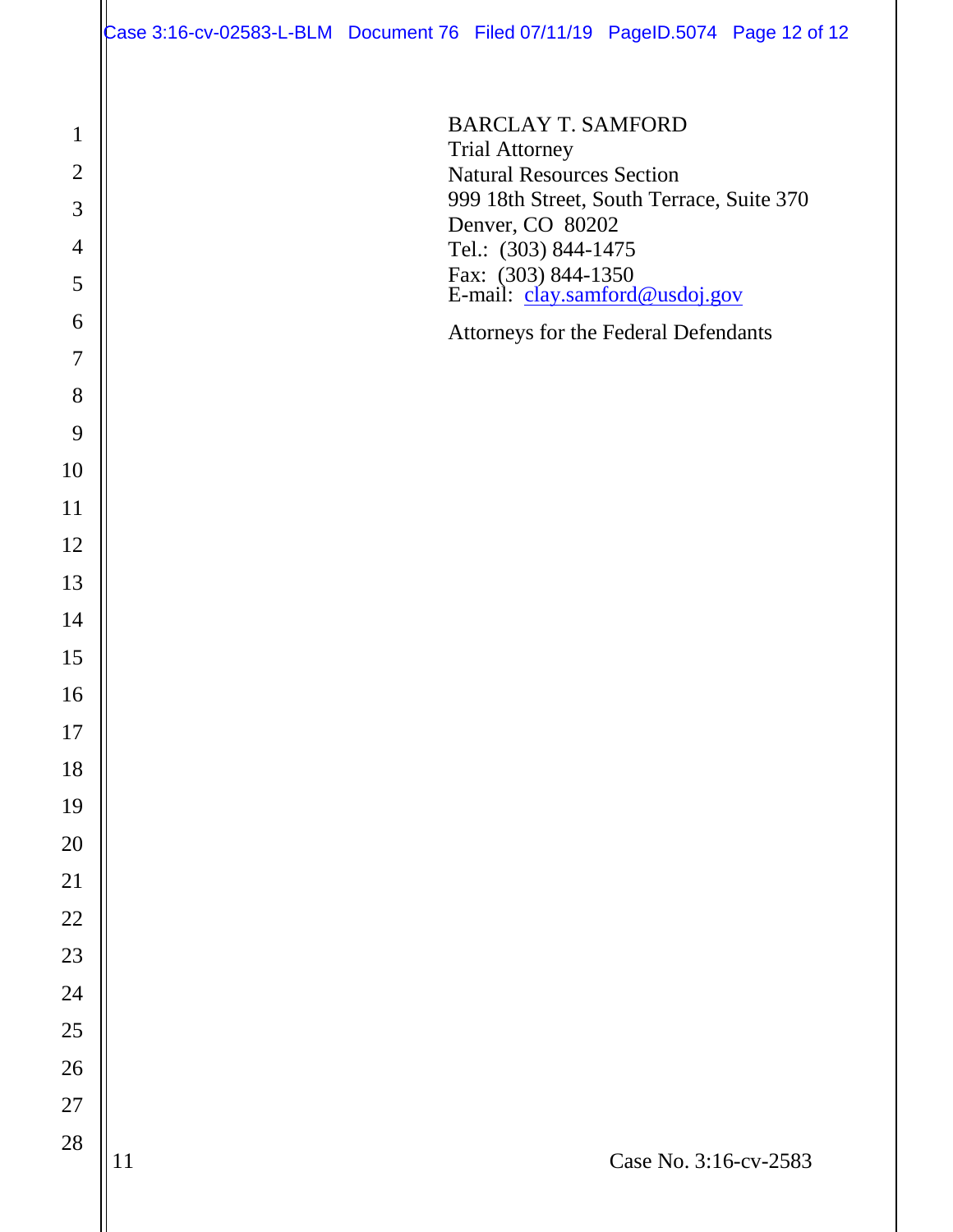BARCLAY T. SAMFORD
Trial Attorney
Natural Resources Section
999 18th Street, South Terrace, Suite 370
Denver, CO 80202
Tel.: (303) 844-1475
Fax: (303) 844-1350
E-mail: clay.samford@usdoj.gov

Attorneys for the Federal Defendants